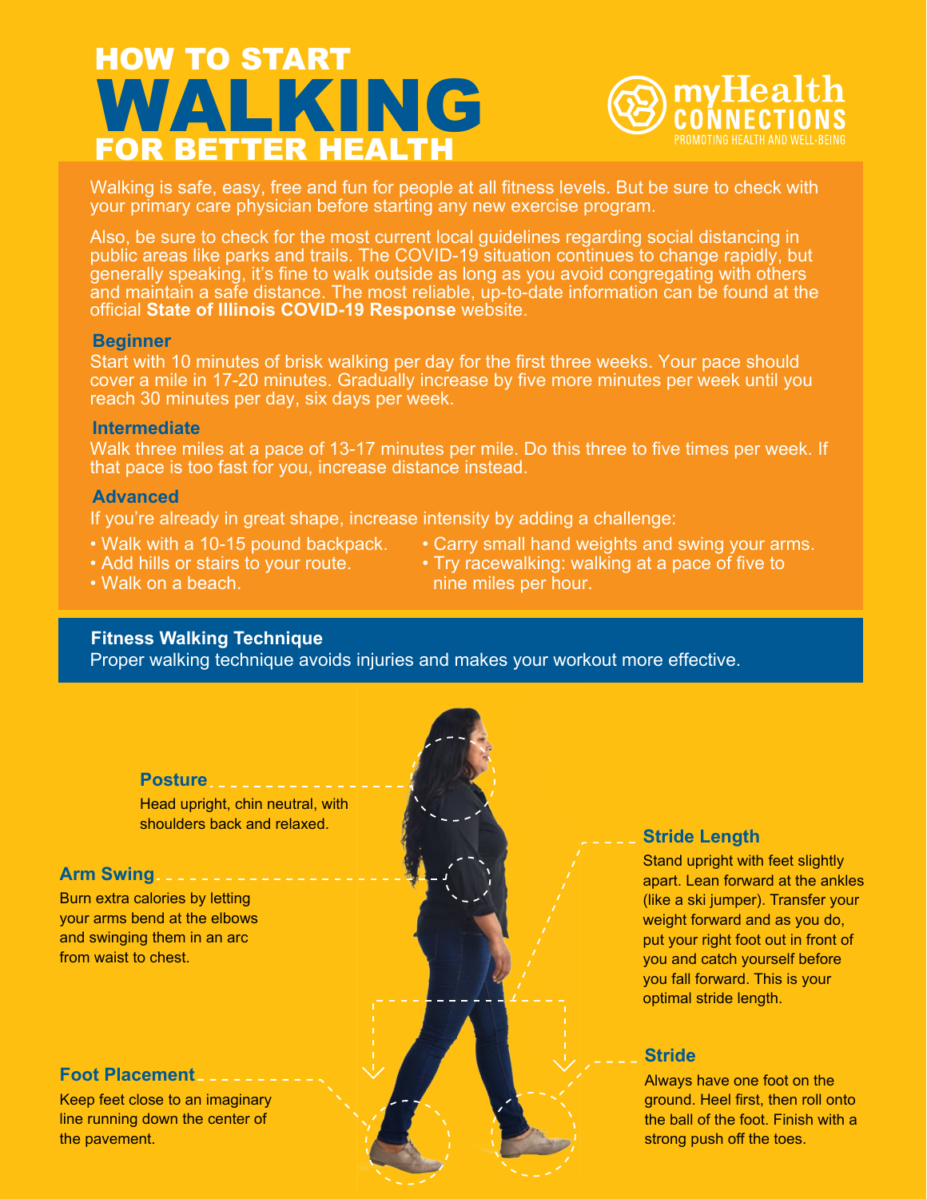# HOW TO START WALKING FOR BETTER HEALTH

myHealth CONNECTIONS
PROMOTING HEALTH AND WELL-BEING

Walking is safe, easy, free and fun for people at all fitness levels. But be sure to check with your primary care physician before starting any new exercise program.

Also, be sure to check for the most current local guidelines regarding social distancing in public areas like parks and trails. The COVID-19 situation continues to change rapidly, but generally speaking, it's fine to walk outside as long as you avoid congregating with others and maintain a safe distance. The most reliable, up-to-date information can be found at the official **State of Illinois COVID-19 Response** website.

### Beginner

Start with 10 minutes of brisk walking per day for the first three weeks. Your pace should cover a mile in 17-20 minutes. Gradually increase by five more minutes per week until you reach 30 minutes per day, six days per week.

### Intermediate

Walk three miles at a pace of 13-17 minutes per mile. Do this three to five times per week. If that pace is too fast for you, increase distance instead.

### Advanced

If you're already in great shape, increase intensity by adding a challenge:

- Walk with a 10-15 pound backpack.
- Add hills or stairs to your route.
- Walk on a beach.
- Carry small hand weights and swing your arms.
- Try racewalking: walking at a pace of five to nine miles per hour.

## Fitness Walking Technique

Proper walking technique avoids injuries and makes your workout more effective.

### Posture

Head upright, chin neutral, with shoulders back and relaxed.

### Arm Swing

Burn extra calories by letting your arms bend at the elbows and swinging them in an arc from waist to chest.

### Foot Placement

Keep feet close to an imaginary line running down the center of the pavement.

### Stride Length

Stand upright with feet slightly apart. Lean forward at the ankles (like a ski jumper). Transfer your weight forward and as you do, put your right foot out in front of you and catch yourself before you fall forward. This is your optimal stride length.

### Stride

Always have one foot on the ground. Heel first, then roll onto the ball of the foot. Finish with a strong push off the toes.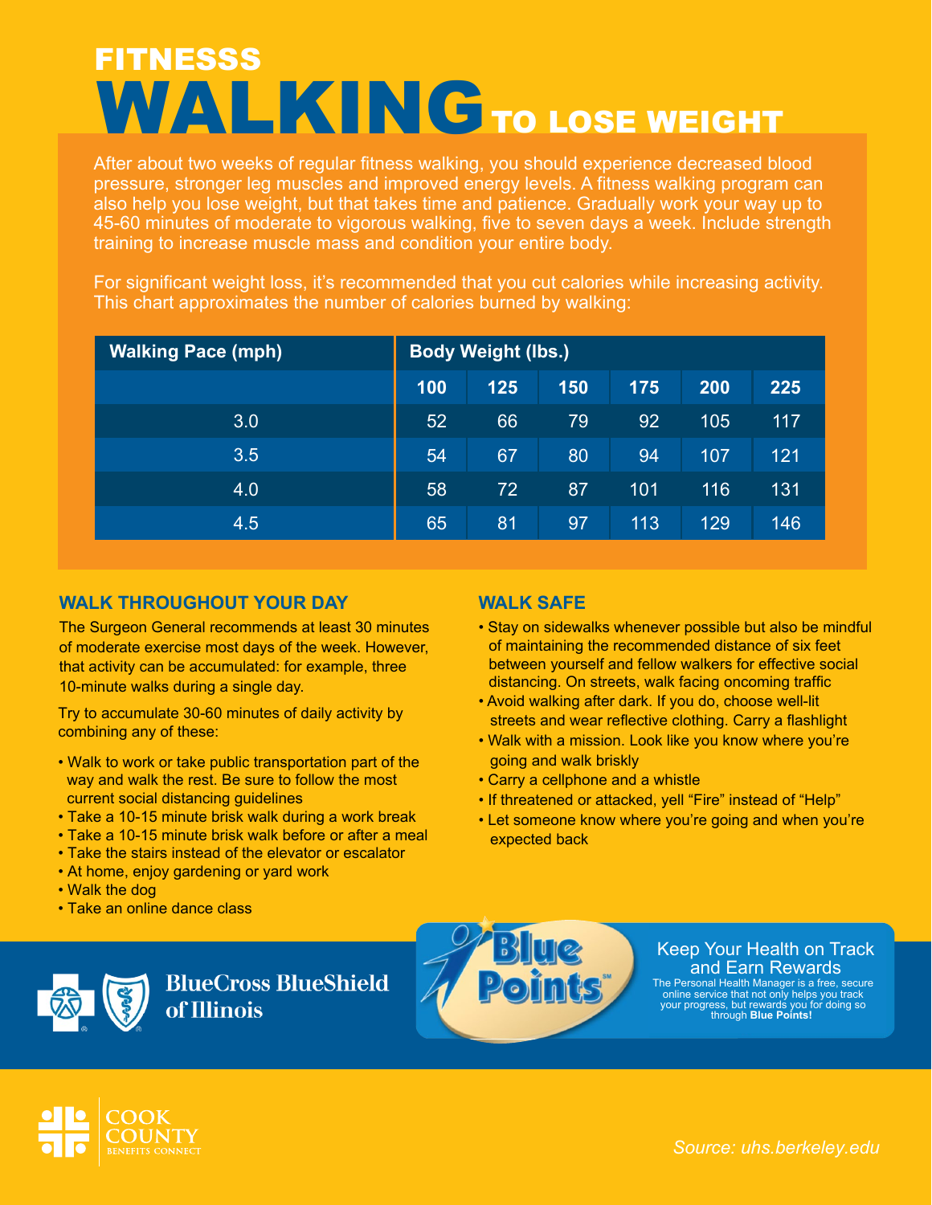# FITNESSS WALKING TO LOSE WEIGHT

After about two weeks of regular fitness walking, you should experience decreased blood pressure, stronger leg muscles and improved energy levels. A fitness walking program can also help you lose weight, but that takes time and patience. Gradually work your way up to 45-60 minutes of moderate to vigorous walking, five to seven days a week. Include strength training to increase muscle mass and condition your entire body.

For significant weight loss, it's recommended that you cut calories while increasing activity. This chart approximates the number of calories burned by walking:

| Walking Pace (mph) | Body Weight (lbs.) | | | | | |
|---|---|---|---|---|---|---|
| | 100 | 125 | 150 | 175 | 200 | 225 |
| 3.0 | 52 | 66 | 79 | 92 | 105 | 117 |
| 3.5 | 54 | 67 | 80 | 94 | 107 | 121 |
| 4.0 | 58 | 72 | 87 | 101 | 116 | 131 |
| 4.5 | 65 | 81 | 97 | 113 | 129 | 146 |

## WALK THROUGHOUT YOUR DAY

The Surgeon General recommends at least 30 minutes of moderate exercise most days of the week. However, that activity can be accumulated: for example, three 10-minute walks during a single day.

Try to accumulate 30-60 minutes of daily activity by combining any of these:

- Walk to work or take public transportation part of the way and walk the rest. Be sure to follow the most current social distancing guidelines
- Take a 10-15 minute brisk walk during a work break
- Take a 10-15 minute brisk walk before or after a meal
- Take the stairs instead of the elevator or escalator
- At home, enjoy gardening or yard work
- Walk the dog
- Take an online dance class

## WALK SAFE

- Stay on sidewalks whenever possible but also be mindful of maintaining the recommended distance of six feet between yourself and fellow walkers for effective social distancing. On streets, walk facing oncoming traffic
- Avoid walking after dark. If you do, choose well-lit streets and wear reflective clothing. Carry a flashlight
- Walk with a mission. Look like you know where you're going and walk briskly
- Carry a cellphone and a whistle
- If threatened or attacked, yell "Fire" instead of "Help"
- Let someone know where you're going and when you're expected back

BlueCross BlueShield of Illinois

Blue Points℠

Keep Your Health on Track and Earn Rewards

The Personal Health Manager is a free, secure online service that not only helps you track your progress, but rewards you for doing so through **Blue Points!**

COOK COUNTY BENEFITS CONNECT

*Source: uhs.berkeley.edu*